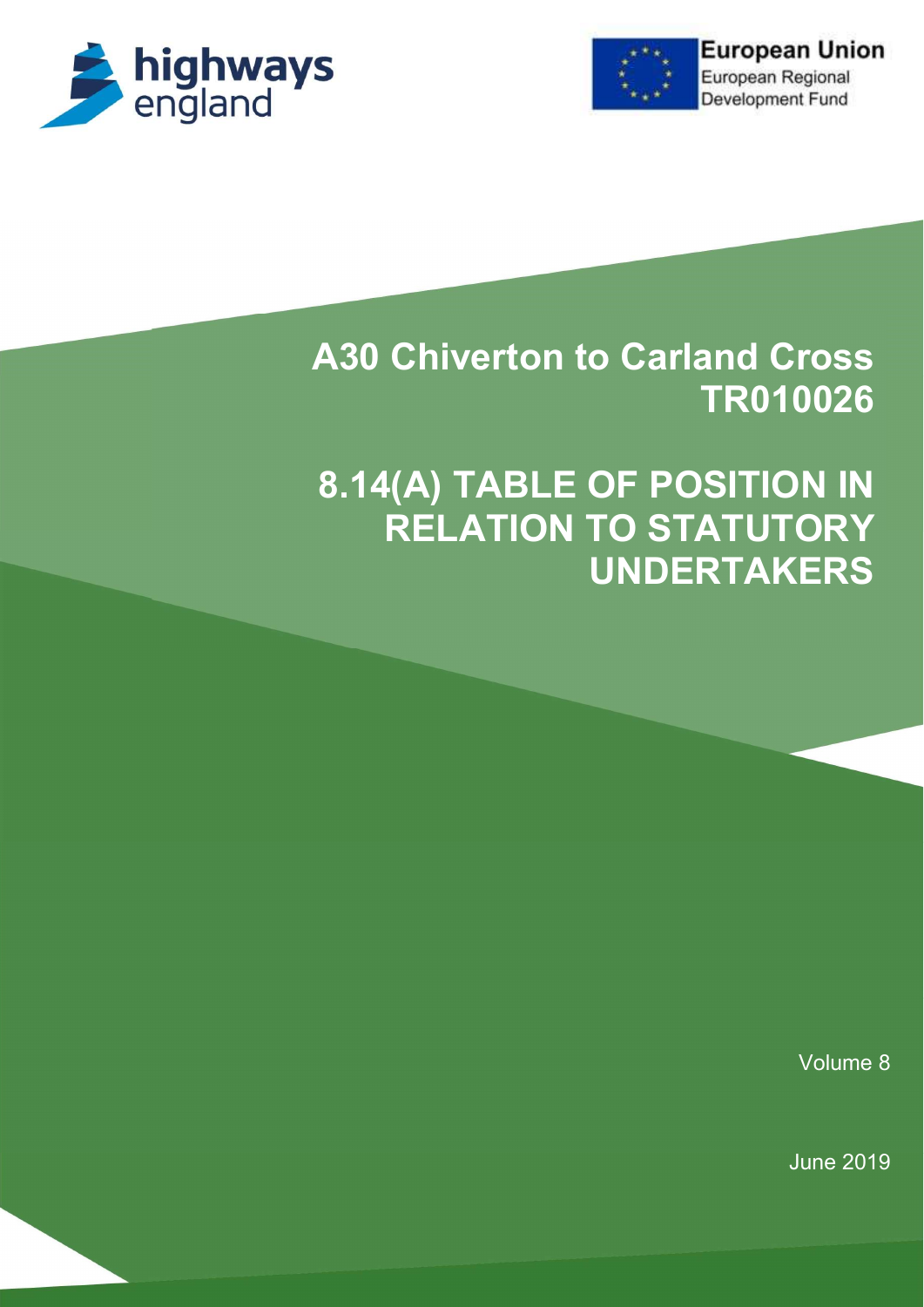highways england

European Union
European Regional Development Fund

# A30 Chiverton to Carland Cross TR010026

# 8.14(A) TABLE OF POSITION IN RELATION TO STATUTORY UNDERTAKERS

Volume 8

June 2019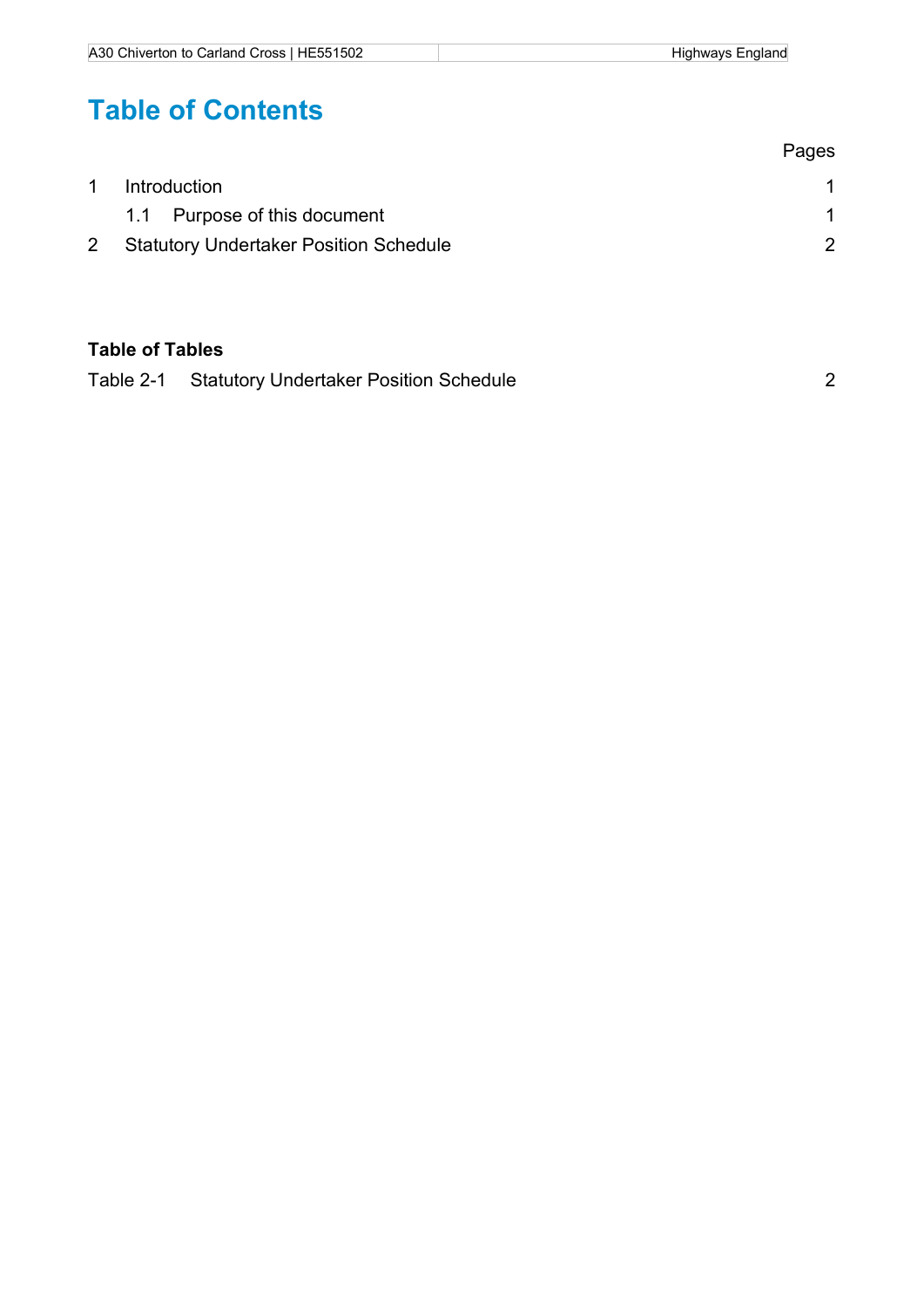# Table of Contents

| | | Pages |
|---|---|---|
| 1 | Introduction | 1 |
| | 1.1 Purpose of this document | 1 |
| 2 | Statutory Undertaker Position Schedule | 2 |

**Table of Tables**

| | | |
|---|---|---|
| Table 2-1 | Statutory Undertaker Position Schedule | 2 |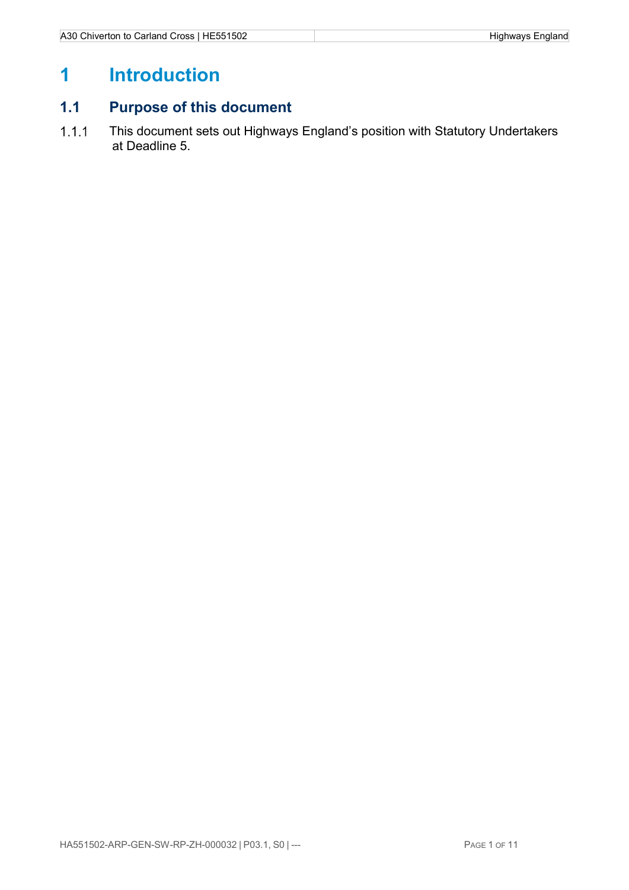# 1 Introduction

## 1.1 Purpose of this document

1.1.1 This document sets out Highways England's position with Statutory Undertakers at Deadline 5.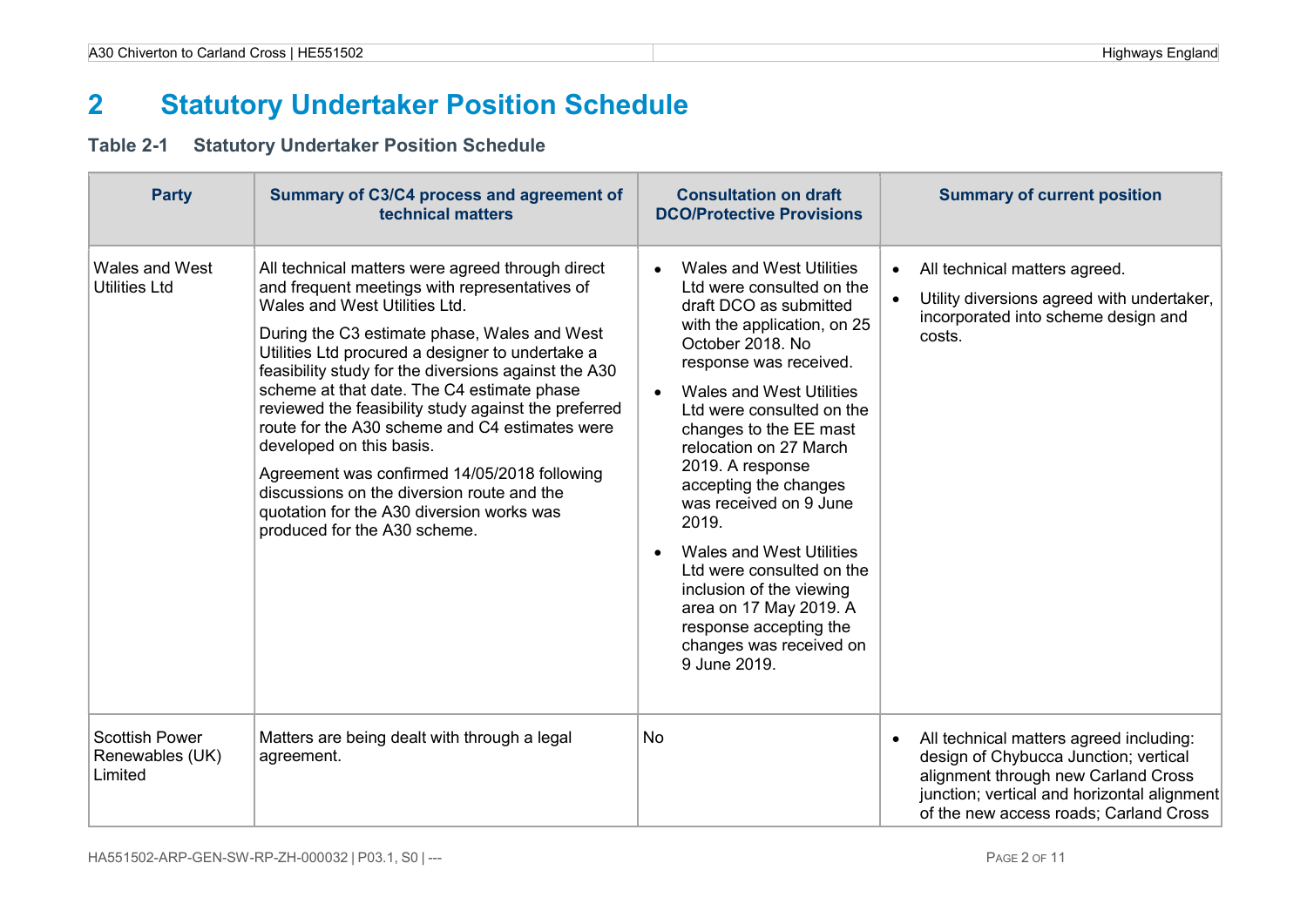# 2 Statutory Undertaker Position Schedule

### Table 2-1 Statutory Undertaker Position Schedule

| Party | Summary of C3/C4 process and agreement of technical matters | Consultation on draft DCO/Protective Provisions | Summary of current position |
|---|---|---|---|
| Wales and West Utilities Ltd | All technical matters were agreed through direct and frequent meetings with representatives of Wales and West Utilities Ltd.<br><br>During the C3 estimate phase, Wales and West Utilities Ltd procured a designer to undertake a feasibility study for the diversions against the A30 scheme at that date. The C4 estimate phase reviewed the feasibility study against the preferred route for the A30 scheme and C4 estimates were developed on this basis.<br><br>Agreement was confirmed 14/05/2018 following discussions on the diversion route and the quotation for the A30 diversion works was produced for the A30 scheme. | • Wales and West Utilities Ltd were consulted on the draft DCO as submitted with the application, on 25 October 2018. No response was received.<br>• Wales and West Utilities Ltd were consulted on the changes to the EE mast relocation on 27 March 2019. A response accepting the changes was received on 9 June 2019.<br>• Wales and West Utilities Ltd were consulted on the inclusion of the viewing area on 17 May 2019. A response accepting the changes was received on 9 June 2019. | • All technical matters agreed.<br>• Utility diversions agreed with undertaker, incorporated into scheme design and costs. |
| Scottish Power Renewables (UK) Limited | Matters are being dealt with through a legal agreement. | No | • All technical matters agreed including: design of Chybucca Junction; vertical alignment through new Carland Cross junction; vertical and horizontal alignment of the new access roads; Carland Cross |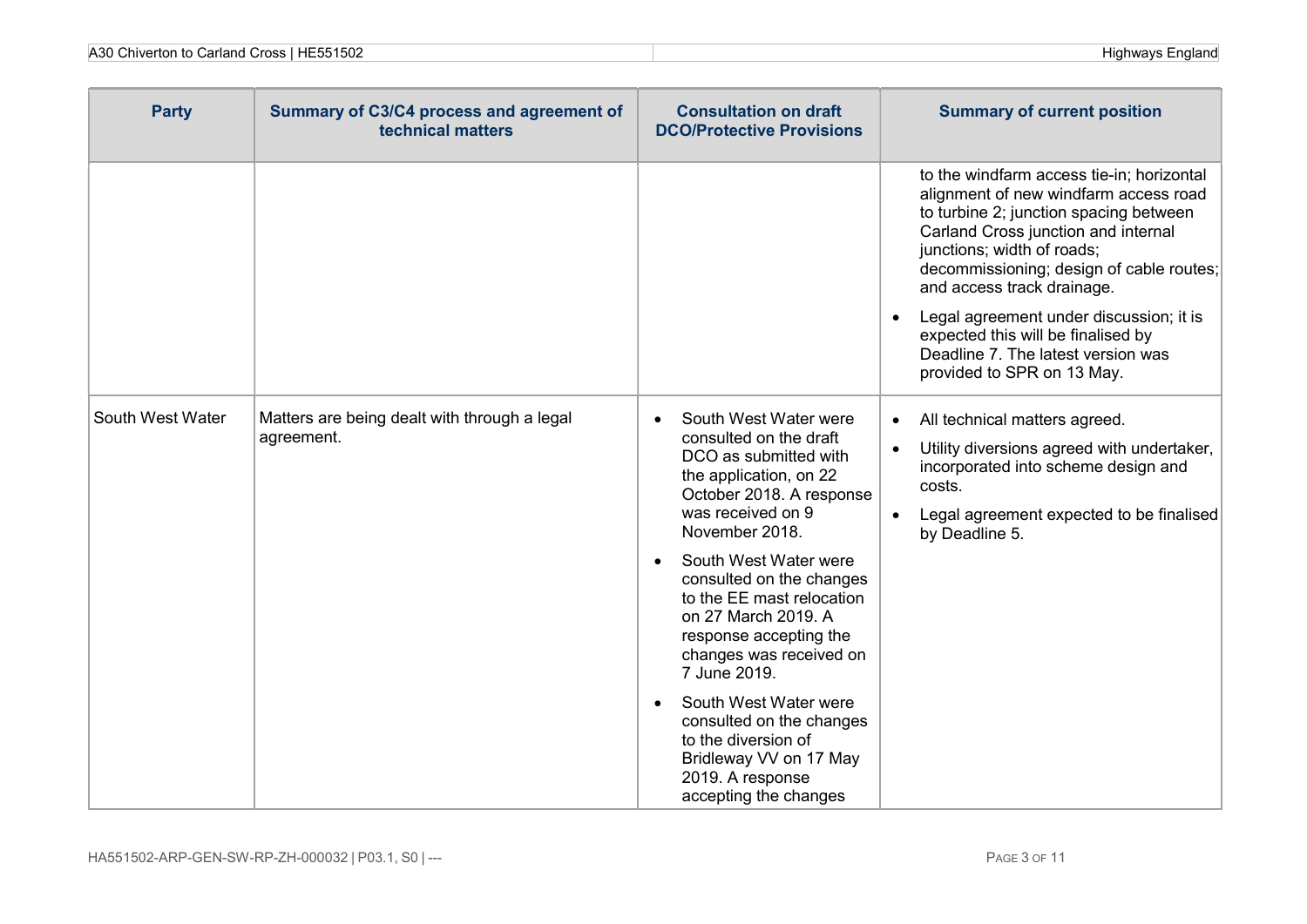| Party | Summary of C3/C4 process and agreement of technical matters | Consultation on draft DCO/Protective Provisions | Summary of current position |
|---|---|---|---|
| | | | to the windfarm access tie-in; horizontal alignment of new windfarm access road to turbine 2; junction spacing between Carland Cross junction and internal junctions; width of roads; decommissioning; design of cable routes; and access track drainage.<br>• Legal agreement under discussion; it is expected this will be finalised by Deadline 7. The latest version was provided to SPR on 13 May. |
| South West Water | Matters are being dealt with through a legal agreement. | • South West Water were consulted on the draft DCO as submitted with the application, on 22 October 2018. A response was received on 9 November 2018.<br>• South West Water were consulted on the changes to the EE mast relocation on 27 March 2019. A response accepting the changes was received on 7 June 2019.<br>• South West Water were consulted on the changes to the diversion of Bridleway VV on 17 May 2019. A response accepting the changes | • All technical matters agreed.<br>• Utility diversions agreed with undertaker, incorporated into scheme design and costs.<br>• Legal agreement expected to be finalised by Deadline 5. |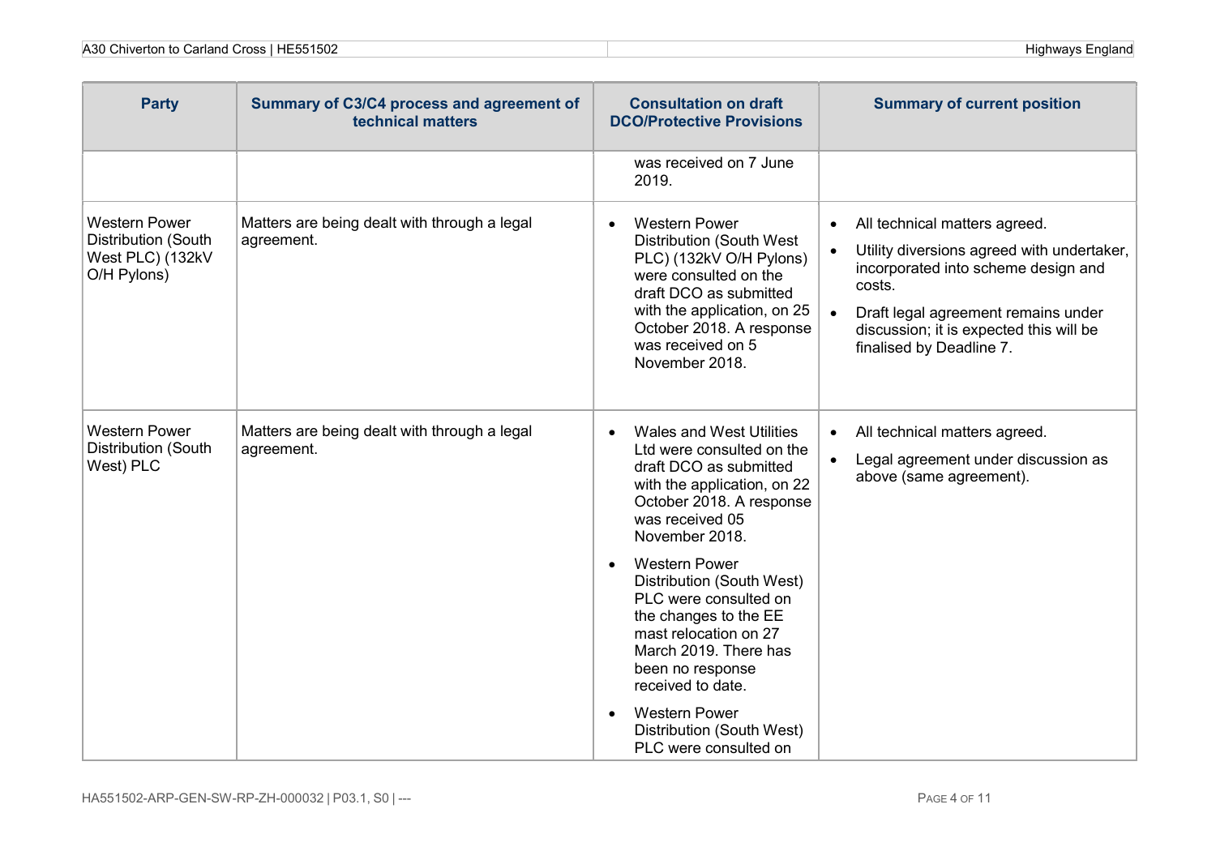| Party | Summary of C3/C4 process and agreement of technical matters | Consultation on draft DCO/Protective Provisions | Summary of current position |
|---|---|---|---|
| | | was received on 7 June 2019. | |
| Western Power Distribution (South West PLC) (132kV O/H Pylons) | Matters are being dealt with through a legal agreement. | <ul><li>Western Power Distribution (South West PLC) (132kV O/H Pylons) were consulted on the draft DCO as submitted with the application, on 25 October 2018. A response was received on 5 November 2018.</li></ul> | <ul><li>All technical matters agreed.</li><li>Utility diversions agreed with undertaker, incorporated into scheme design and costs.</li><li>Draft legal agreement remains under discussion; it is expected this will be finalised by Deadline 7.</li></ul> |
| Western Power Distribution (South West) PLC | Matters are being dealt with through a legal agreement. | <ul><li>Wales and West Utilities Ltd were consulted on the draft DCO as submitted with the application, on 22 October 2018. A response was received 05 November 2018.</li><li>Western Power Distribution (South West) PLC were consulted on the changes to the EE mast relocation on 27 March 2019. There has been no response received to date.</li><li>Western Power Distribution (South West) PLC were consulted on</li></ul> | <ul><li>All technical matters agreed.</li><li>Legal agreement under discussion as above (same agreement).</li></ul> |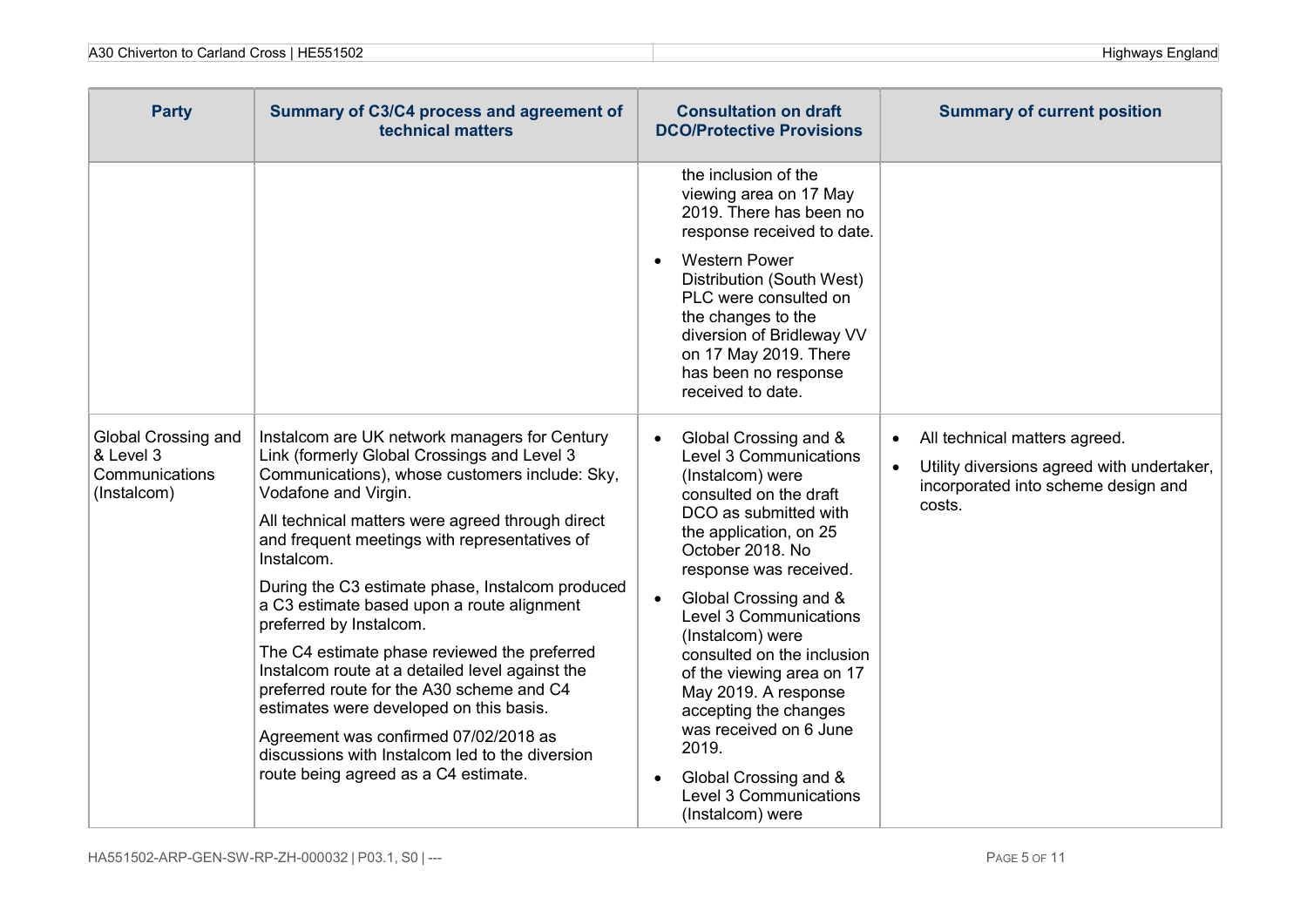| Party | Summary of C3/C4 process and agreement of technical matters | Consultation on draft DCO/Protective Provisions | Summary of current position |
|---|---|---|---|
| | | the inclusion of the viewing area on 17 May 2019. There has been no response received to date.<br>• Western Power Distribution (South West) PLC were consulted on the changes to the diversion of Bridleway VV on 17 May 2019. There has been no response received to date. | |
| Global Crossing and & Level 3 Communications (Instalcom) | Instalcom are UK network managers for Century Link (formerly Global Crossings and Level 3 Communications), whose customers include: Sky, Vodafone and Virgin.<br>All technical matters were agreed through direct and frequent meetings with representatives of Instalcom.<br>During the C3 estimate phase, Instalcom produced a C3 estimate based upon a route alignment preferred by Instalcom.<br>The C4 estimate phase reviewed the preferred Instalcom route at a detailed level against the preferred route for the A30 scheme and C4 estimates were developed on this basis.<br>Agreement was confirmed 07/02/2018 as discussions with Instalcom led to the diversion route being agreed as a C4 estimate. | • Global Crossing and & Level 3 Communications (Instalcom) were consulted on the draft DCO as submitted with the application, on 25 October 2018. No response was received.<br>• Global Crossing and & Level 3 Communications (Instalcom) were consulted on the inclusion of the viewing area on 17 May 2019. A response accepting the changes was received on 6 June 2019.<br>• Global Crossing and & Level 3 Communications (Instalcom) were | • All technical matters agreed.<br>• Utility diversions agreed with undertaker, incorporated into scheme design and costs. |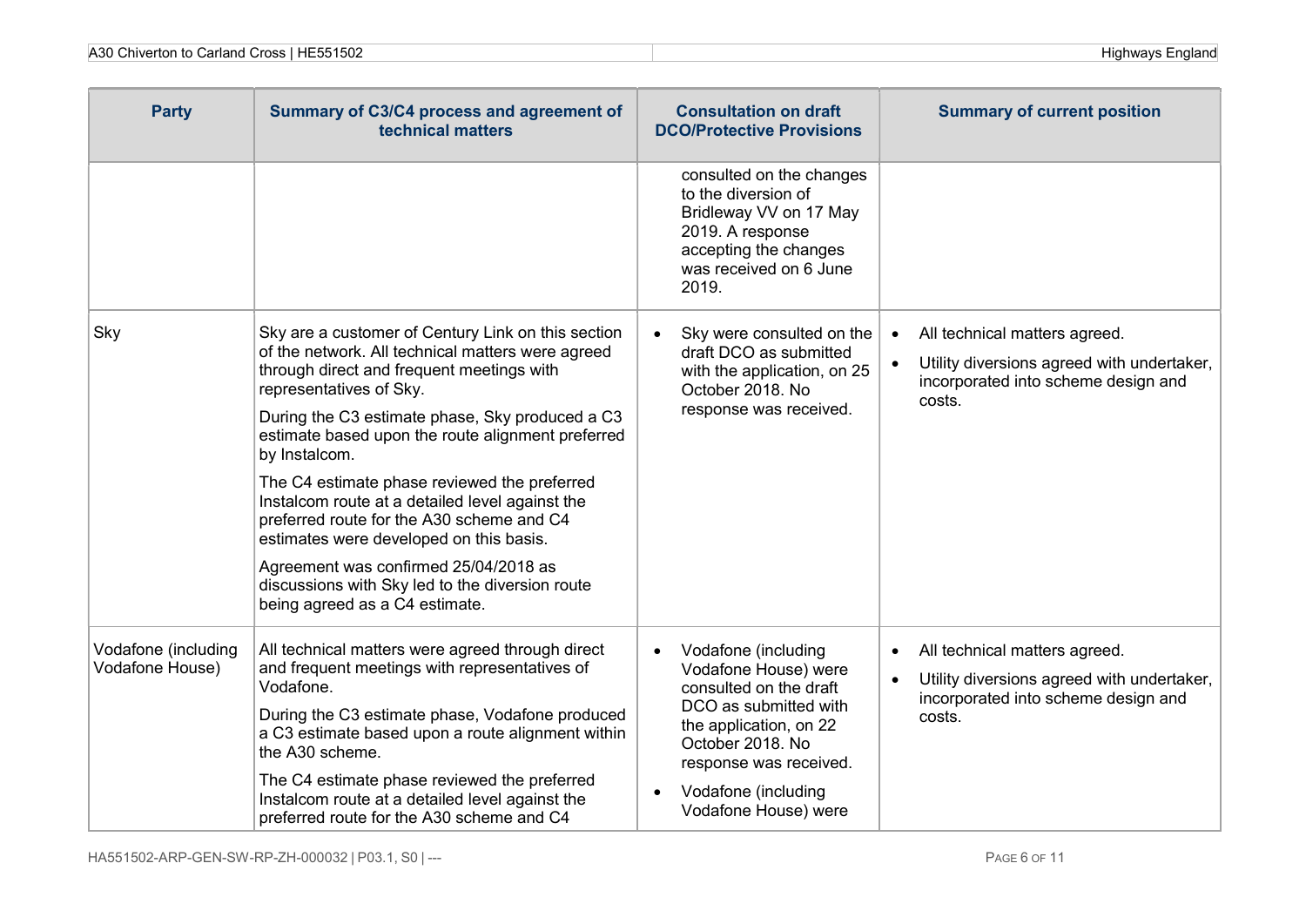| Party | Summary of C3/C4 process and agreement of technical matters | Consultation on draft DCO/Protective Provisions | Summary of current position |
|---|---|---|---|
| | | consulted on the changes to the diversion of Bridleway VV on 17 May 2019. A response accepting the changes was received on 6 June 2019. | |
| Sky | Sky are a customer of Century Link on this section of the network. All technical matters were agreed through direct and frequent meetings with representatives of Sky.<br><br>During the C3 estimate phase, Sky produced a C3 estimate based upon the route alignment preferred by Instalcom.<br><br>The C4 estimate phase reviewed the preferred Instalcom route at a detailed level against the preferred route for the A30 scheme and C4 estimates were developed on this basis.<br><br>Agreement was confirmed 25/04/2018 as discussions with Sky led to the diversion route being agreed as a C4 estimate. | • Sky were consulted on the draft DCO as submitted with the application, on 25 October 2018. No response was received. | • All technical matters agreed.<br>• Utility diversions agreed with undertaker, incorporated into scheme design and costs. |
| Vodafone (including Vodafone House) | All technical matters were agreed through direct and frequent meetings with representatives of Vodafone.<br><br>During the C3 estimate phase, Vodafone produced a C3 estimate based upon a route alignment within the A30 scheme.<br><br>The C4 estimate phase reviewed the preferred Instalcom route at a detailed level against the preferred route for the A30 scheme and C4 | • Vodafone (including Vodafone House) were consulted on the draft DCO as submitted with the application, on 22 October 2018. No response was received.<br>• Vodafone (including Vodafone House) were | • All technical matters agreed.<br>• Utility diversions agreed with undertaker, incorporated into scheme design and costs. |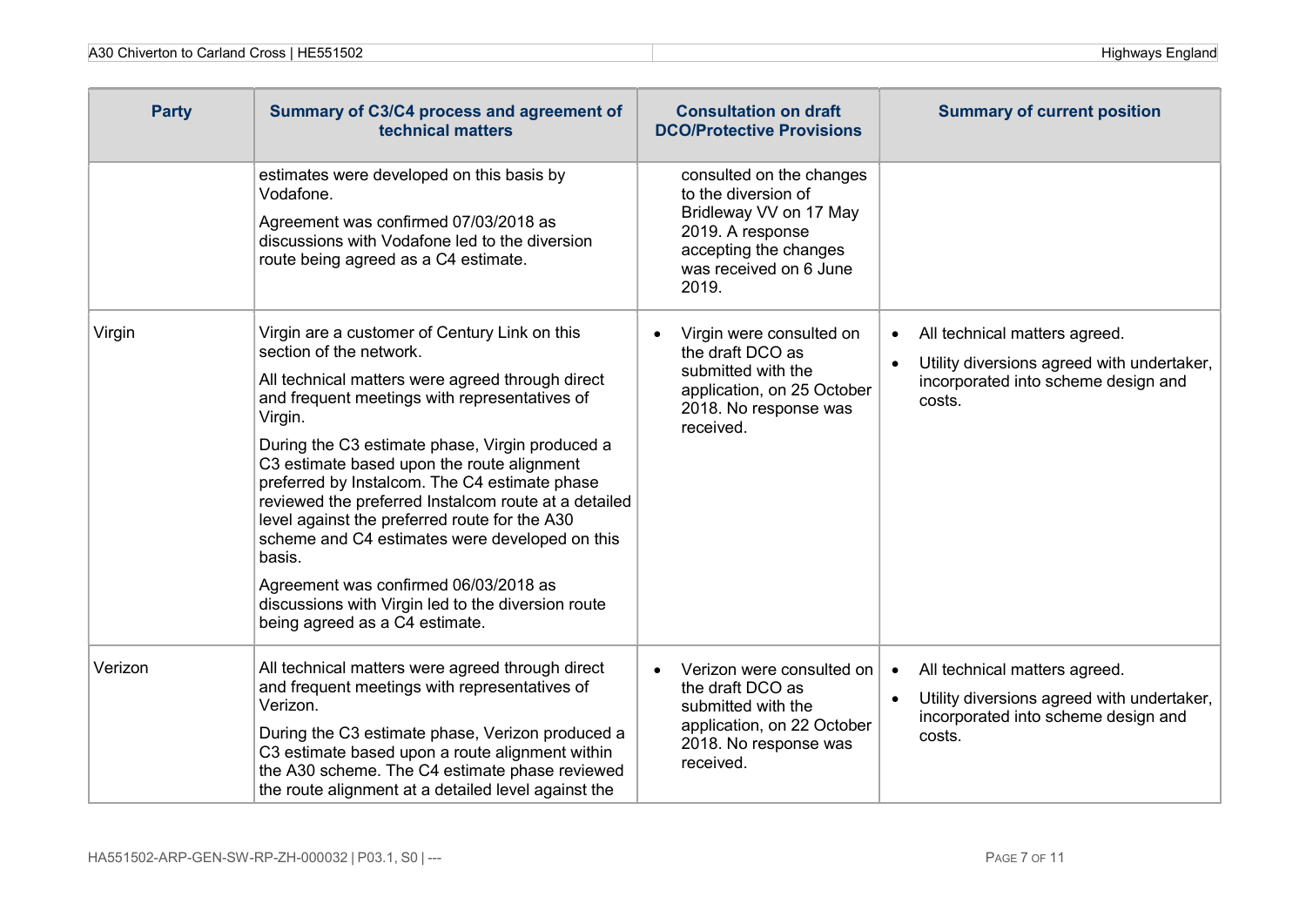| Party | Summary of C3/C4 process and agreement of technical matters | Consultation on draft DCO/Protective Provisions | Summary of current position |
|---|---|---|---|
| | estimates were developed on this basis by Vodafone.<br><br>Agreement was confirmed 07/03/2018 as discussions with Vodafone led to the diversion route being agreed as a C4 estimate. | consulted on the changes to the diversion of Bridleway VV on 17 May 2019. A response accepting the changes was received on 6 June 2019. | |
| Virgin | Virgin are a customer of Century Link on this section of the network.<br><br>All technical matters were agreed through direct and frequent meetings with representatives of Virgin.<br><br>During the C3 estimate phase, Virgin produced a C3 estimate based upon the route alignment preferred by Instalcom. The C4 estimate phase reviewed the preferred Instalcom route at a detailed level against the preferred route for the A30 scheme and C4 estimates were developed on this basis.<br><br>Agreement was confirmed 06/03/2018 as discussions with Virgin led to the diversion route being agreed as a C4 estimate. | • Virgin were consulted on the draft DCO as submitted with the application, on 25 October 2018. No response was received. | • All technical matters agreed.<br>• Utility diversions agreed with undertaker, incorporated into scheme design and costs. |
| Verizon | All technical matters were agreed through direct and frequent meetings with representatives of Verizon.<br><br>During the C3 estimate phase, Verizon produced a C3 estimate based upon a route alignment within the A30 scheme. The C4 estimate phase reviewed the route alignment at a detailed level against the | • Verizon were consulted on the draft DCO as submitted with the application, on 22 October 2018. No response was received. | • All technical matters agreed.<br>• Utility diversions agreed with undertaker, incorporated into scheme design and costs. |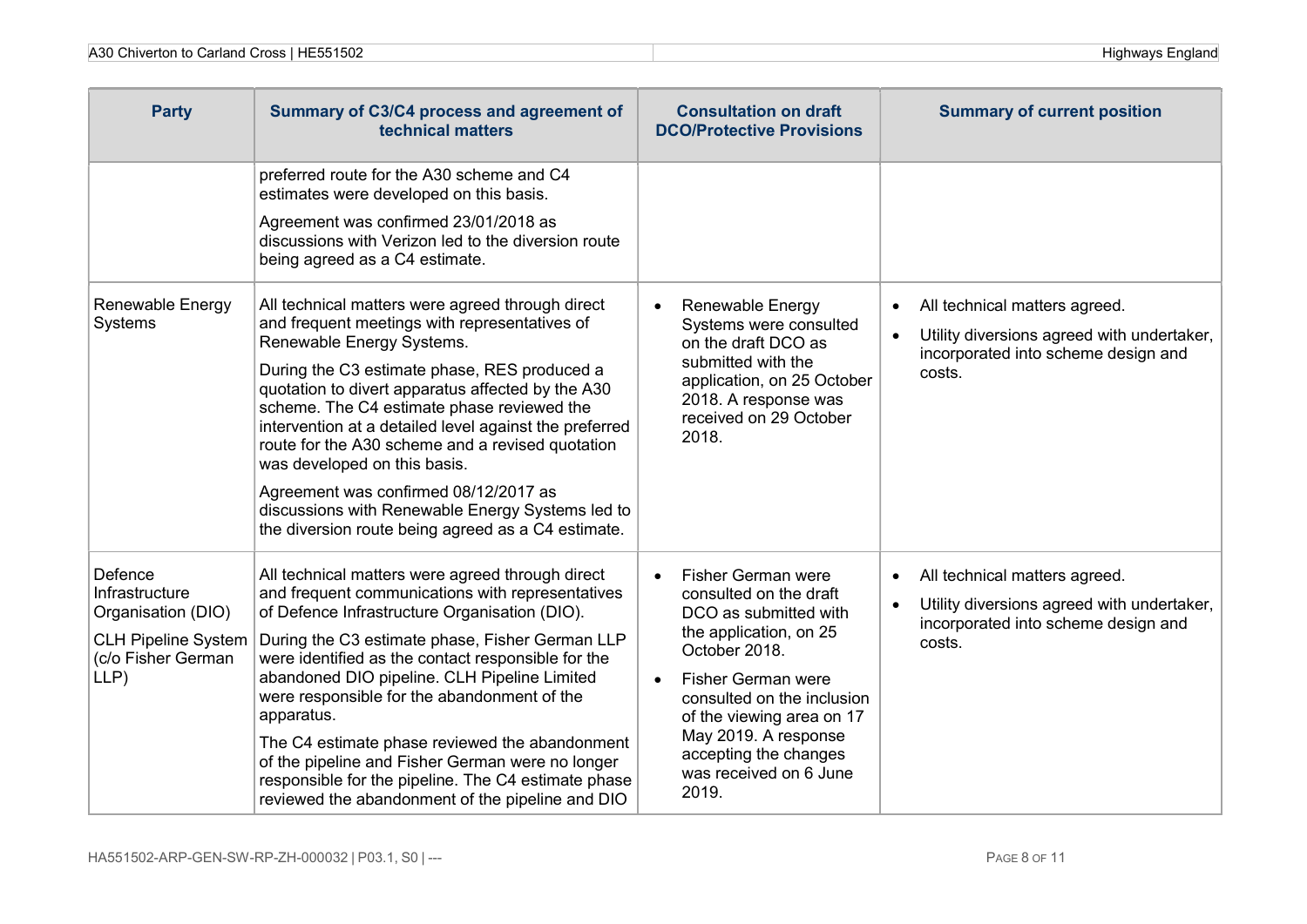| Party | Summary of C3/C4 process and agreement of technical matters | Consultation on draft DCO/Protective Provisions | Summary of current position |
|---|---|---|---|
| | preferred route for the A30 scheme and C4 estimates were developed on this basis.<br><br>Agreement was confirmed 23/01/2018 as discussions with Verizon led to the diversion route being agreed as a C4 estimate. | | |
| Renewable Energy Systems | All technical matters were agreed through direct and frequent meetings with representatives of Renewable Energy Systems.<br><br>During the C3 estimate phase, RES produced a quotation to divert apparatus affected by the A30 scheme. The C4 estimate phase reviewed the intervention at a detailed level against the preferred route for the A30 scheme and a revised quotation was developed on this basis.<br><br>Agreement was confirmed 08/12/2017 as discussions with Renewable Energy Systems led to the diversion route being agreed as a C4 estimate. | • Renewable Energy Systems were consulted on the draft DCO as submitted with the application, on 25 October 2018. A response was received on 29 October 2018. | • All technical matters agreed.<br>• Utility diversions agreed with undertaker, incorporated into scheme design and costs. |
| Defence Infrastructure Organisation (DIO)<br><br>CLH Pipeline System (c/o Fisher German LLP) | All technical matters were agreed through direct and frequent communications with representatives of Defence Infrastructure Organisation (DIO).<br><br>During the C3 estimate phase, Fisher German LLP were identified as the contact responsible for the abandoned DIO pipeline. CLH Pipeline Limited were responsible for the abandonment of the apparatus.<br><br>The C4 estimate phase reviewed the abandonment of the pipeline and Fisher German were no longer responsible for the pipeline. The C4 estimate phase reviewed the abandonment of the pipeline and DIO | • Fisher German were consulted on the draft DCO as submitted with the application, on 25 October 2018.<br>• Fisher German were consulted on the inclusion of the viewing area on 17 May 2019. A response accepting the changes was received on 6 June 2019. | • All technical matters agreed.<br>• Utility diversions agreed with undertaker, incorporated into scheme design and costs. |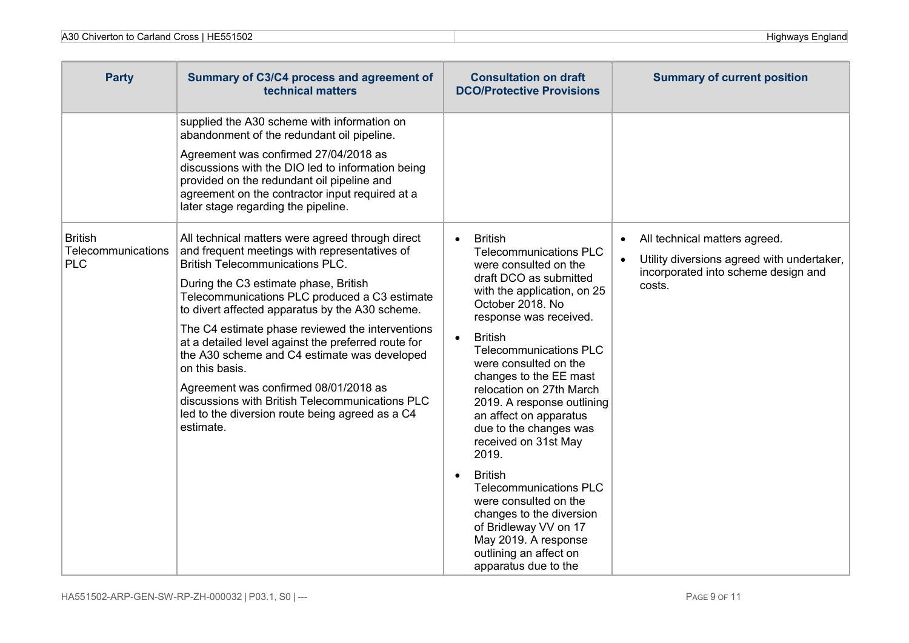| Party | Summary of C3/C4 process and agreement of technical matters | Consultation on draft DCO/Protective Provisions | Summary of current position |
|---|---|---|---|
| | supplied the A30 scheme with information on abandonment of the redundant oil pipeline.<br><br>Agreement was confirmed 27/04/2018 as discussions with the DIO led to information being provided on the redundant oil pipeline and agreement on the contractor input required at a later stage regarding the pipeline. | | |
| British Telecommunications PLC | All technical matters were agreed through direct and frequent meetings with representatives of British Telecommunications PLC.<br><br>During the C3 estimate phase, British Telecommunications PLC produced a C3 estimate to divert affected apparatus by the A30 scheme.<br><br>The C4 estimate phase reviewed the interventions at a detailed level against the preferred route for the A30 scheme and C4 estimate was developed on this basis.<br><br>Agreement was confirmed 08/01/2018 as discussions with British Telecommunications PLC led to the diversion route being agreed as a C4 estimate. | • British Telecommunications PLC were consulted on the draft DCO as submitted with the application, on 25 October 2018. No response was received.<br>• British Telecommunications PLC were consulted on the changes to the EE mast relocation on 27th March 2019. A response outlining an affect on apparatus due to the changes was received on 31st May 2019.<br>• British Telecommunications PLC were consulted on the changes to the diversion of Bridleway VV on 17 May 2019. A response outlining an affect on apparatus due to the | • All technical matters agreed.<br>• Utility diversions agreed with undertaker, incorporated into scheme design and costs. |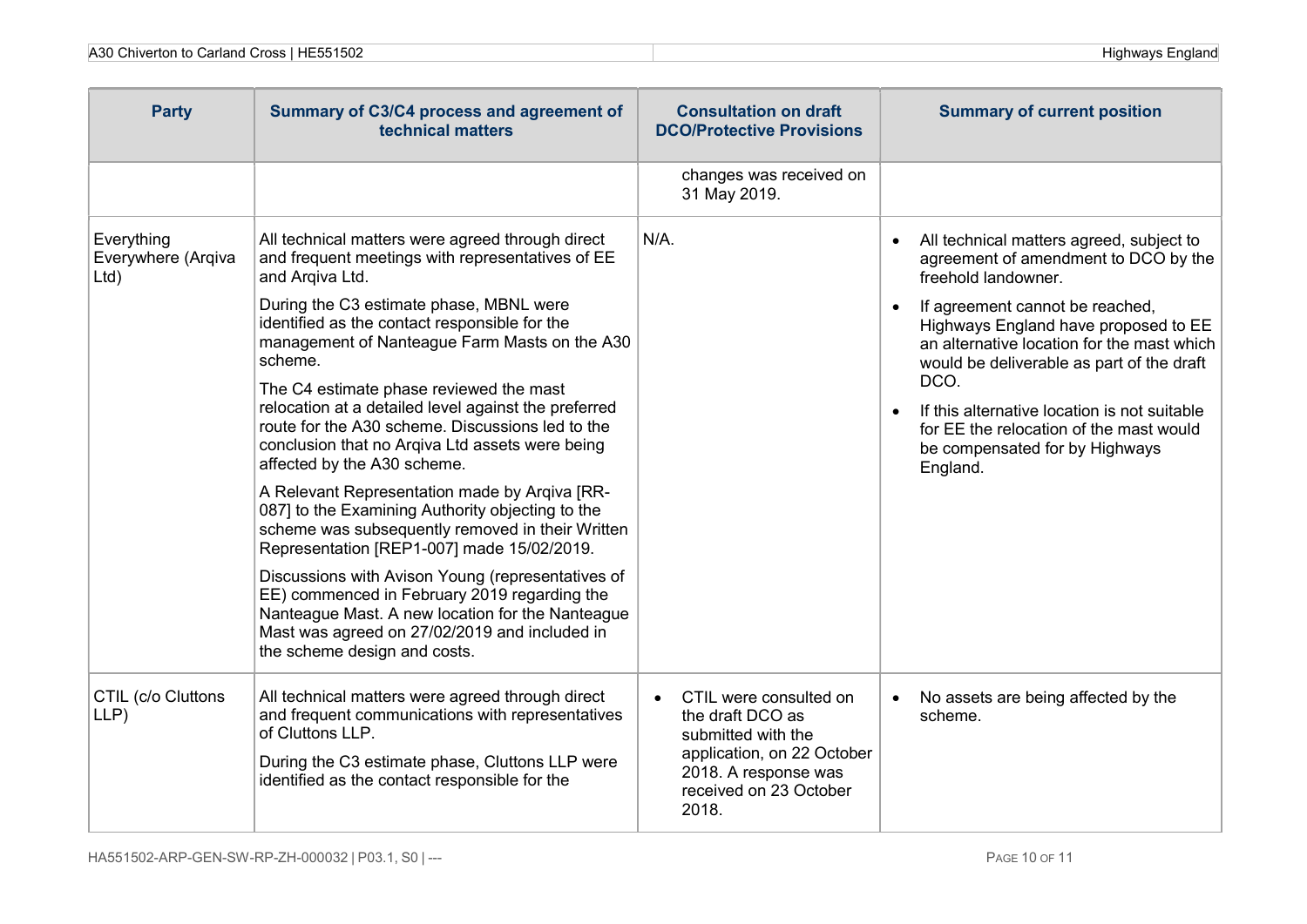| Party | Summary of C3/C4 process and agreement of technical matters | Consultation on draft DCO/Protective Provisions | Summary of current position |
|---|---|---|---|
| | | changes was received on 31 May 2019. | |
| Everything Everywhere (Arqiva Ltd) | All technical matters were agreed through direct and frequent meetings with representatives of EE and Arqiva Ltd.<br><br>During the C3 estimate phase, MBNL were identified as the contact responsible for the management of Nanteague Farm Masts on the A30 scheme.<br><br>The C4 estimate phase reviewed the mast relocation at a detailed level against the preferred route for the A30 scheme. Discussions led to the conclusion that no Arqiva Ltd assets were being affected by the A30 scheme.<br><br>A Relevant Representation made by Arqiva [RR-087] to the Examining Authority objecting to the scheme was subsequently removed in their Written Representation [REP1-007] made 15/02/2019.<br><br>Discussions with Avison Young (representatives of EE) commenced in February 2019 regarding the Nanteague Mast. A new location for the Nanteague Mast was agreed on 27/02/2019 and included in the scheme design and costs. | N/A. | • All technical matters agreed, subject to agreement of amendment to DCO by the freehold landowner.<br>• If agreement cannot be reached, Highways England have proposed to EE an alternative location for the mast which would be deliverable as part of the draft DCO.<br>• If this alternative location is not suitable for EE the relocation of the mast would be compensated for by Highways England. |
| CTIL (c/o Cluttons LLP) | All technical matters were agreed through direct and frequent communications with representatives of Cluttons LLP.<br><br>During the C3 estimate phase, Cluttons LLP were identified as the contact responsible for the | • CTIL were consulted on the draft DCO as submitted with the application, on 22 October 2018. A response was received on 23 October 2018. | • No assets are being affected by the scheme. |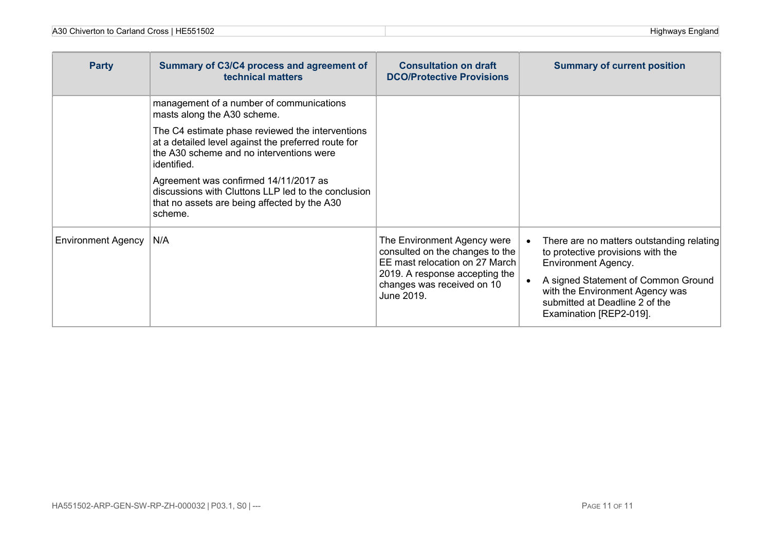| Party | Summary of C3/C4 process and agreement of technical matters | Consultation on draft DCO/Protective Provisions | Summary of current position |
|---|---|---|---|
| | management of a number of communications masts along the A30 scheme.<br><br>The C4 estimate phase reviewed the interventions at a detailed level against the preferred route for the A30 scheme and no interventions were identified.<br><br>Agreement was confirmed 14/11/2017 as discussions with Cluttons LLP led to the conclusion that no assets are being affected by the A30 scheme. | | |
| Environment Agency | N/A | The Environment Agency were consulted on the changes to the EE mast relocation on 27 March 2019. A response accepting the changes was received on 10 June 2019. | • There are no matters outstanding relating to protective provisions with the Environment Agency.<br>• A signed Statement of Common Ground with the Environment Agency was submitted at Deadline 2 of the Examination [REP2-019]. |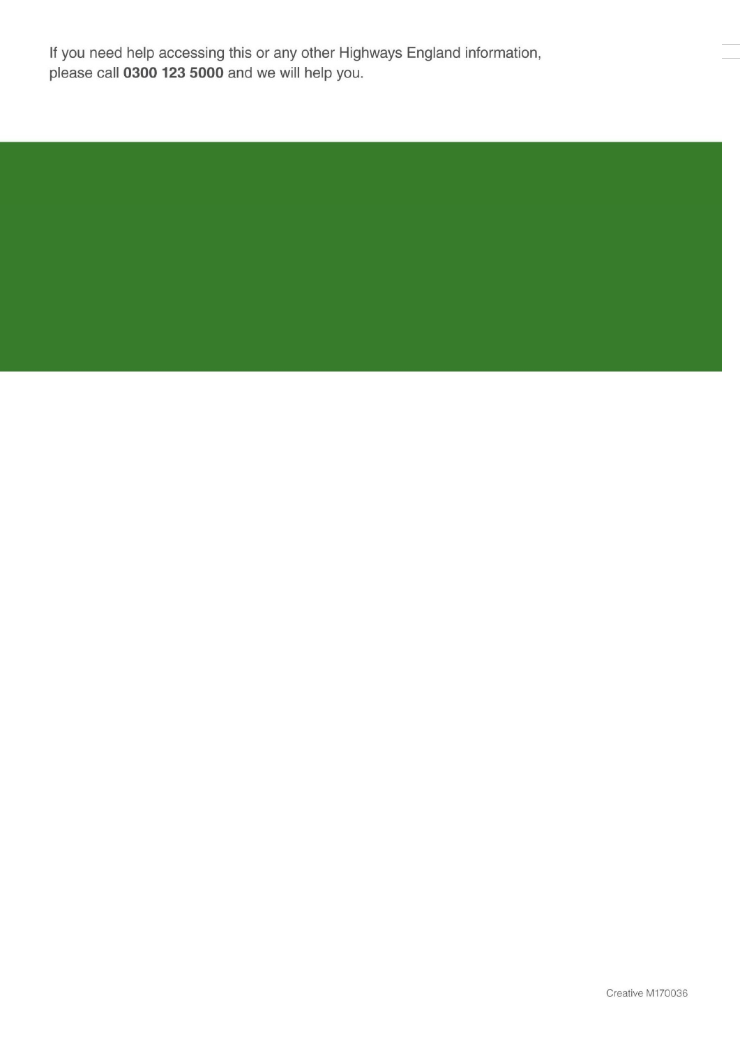If you need help accessing this or any other Highways England information, please call **0300 123 5000** and we will help you.

Creative M170036